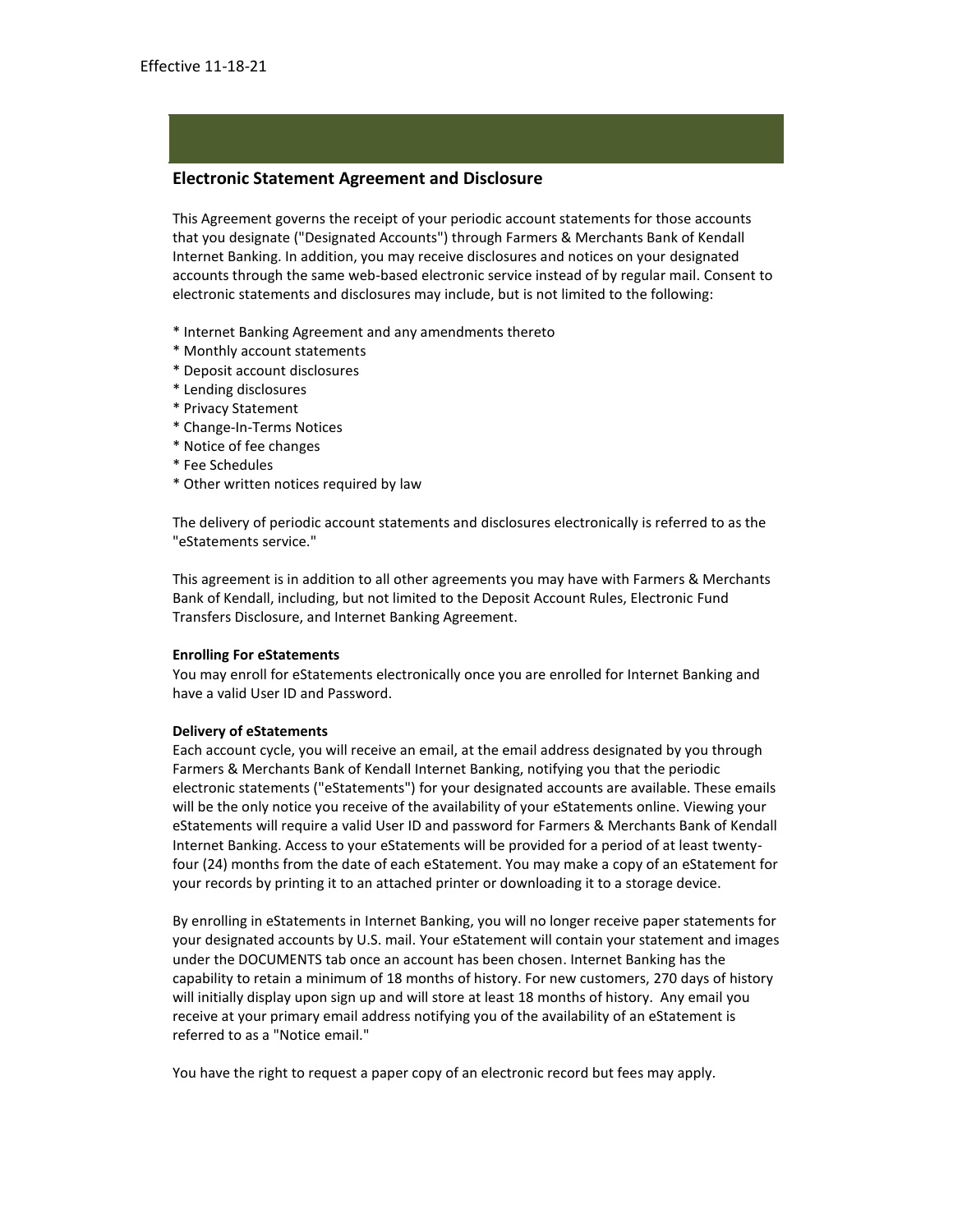Effective 11-18-21

## Electronic Statement Agreement and Disclosure

This Agreement governs the receipt of your periodic account statements for those accounts that you designate ("Designated Accounts") through Farmers & Merchants Bank of Kendall Internet Banking. In addition, you may receive disclosures and notices on your designated accounts through the same web-based electronic service instead of by regular mail. Consent to electronic statements and disclosures may include, but is not limited to the following:

* Internet Banking Agreement and any amendments thereto
* Monthly account statements
* Deposit account disclosures
* Lending disclosures
* Privacy Statement
* Change-In-Terms Notices
* Notice of fee changes
* Fee Schedules
* Other written notices required by law

The delivery of periodic account statements and disclosures electronically is referred to as the "eStatements service."

This agreement is in addition to all other agreements you may have with Farmers & Merchants Bank of Kendall, including, but not limited to the Deposit Account Rules, Electronic Fund Transfers Disclosure, and Internet Banking Agreement.

**Enrolling For eStatements**

You may enroll for eStatements electronically once you are enrolled for Internet Banking and have a valid User ID and Password.

**Delivery of eStatements**

Each account cycle, you will receive an email, at the email address designated by you through Farmers & Merchants Bank of Kendall Internet Banking, notifying you that the periodic electronic statements ("eStatements") for your designated accounts are available. These emails will be the only notice you receive of the availability of your eStatements online. Viewing your eStatements will require a valid User ID and password for Farmers & Merchants Bank of Kendall Internet Banking. Access to your eStatements will be provided for a period of at least twenty-four (24) months from the date of each eStatement. You may make a copy of an eStatement for your records by printing it to an attached printer or downloading it to a storage device.

By enrolling in eStatements in Internet Banking, you will no longer receive paper statements for your designated accounts by U.S. mail. Your eStatement will contain your statement and images under the DOCUMENTS tab once an account has been chosen. Internet Banking has the capability to retain a minimum of 18 months of history. For new customers, 270 days of history will initially display upon sign up and will store at least 18 months of history. Any email you receive at your primary email address notifying you of the availability of an eStatement is referred to as a "Notice email."

You have the right to request a paper copy of an electronic record but fees may apply.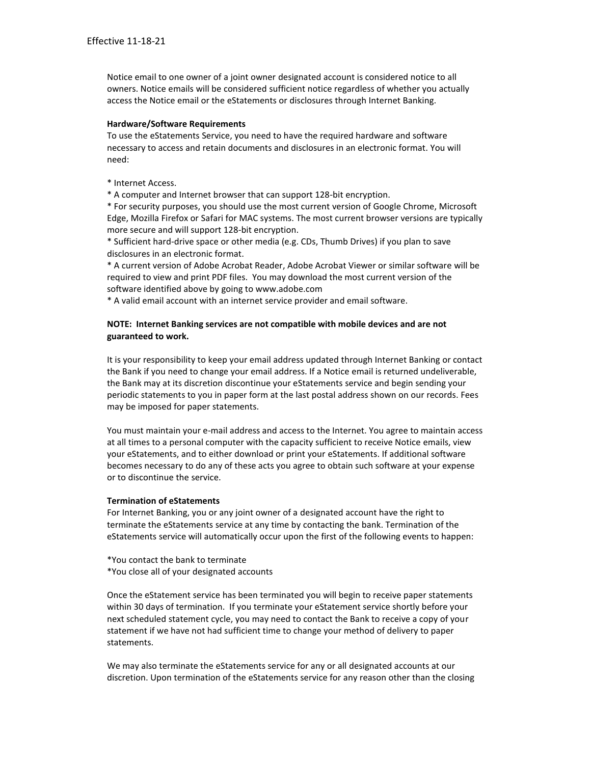Notice email to one owner of a joint owner designated account is considered notice to all owners. Notice emails will be considered sufficient notice regardless of whether you actually access the Notice email or the eStatements or disclosures through Internet Banking.

**Hardware/Software Requirements**

To use the eStatements Service, you need to have the required hardware and software necessary to access and retain documents and disclosures in an electronic format. You will need:

* Internet Access.
* A computer and Internet browser that can support 128-bit encryption.
* For security purposes, you should use the most current version of Google Chrome, Microsoft Edge, Mozilla Firefox or Safari for MAC systems. The most current browser versions are typically more secure and will support 128-bit encryption.
* Sufficient hard-drive space or other media (e.g. CDs, Thumb Drives) if you plan to save disclosures in an electronic format.
* A current version of Adobe Acrobat Reader, Adobe Acrobat Viewer or similar software will be required to view and print PDF files. You may download the most current version of the software identified above by going to www.adobe.com
* A valid email account with an internet service provider and email software.

**NOTE: Internet Banking services are not compatible with mobile devices and are not guaranteed to work.**

It is your responsibility to keep your email address updated through Internet Banking or contact the Bank if you need to change your email address. If a Notice email is returned undeliverable, the Bank may at its discretion discontinue your eStatements service and begin sending your periodic statements to you in paper form at the last postal address shown on our records. Fees may be imposed for paper statements.

You must maintain your e-mail address and access to the Internet. You agree to maintain access at all times to a personal computer with the capacity sufficient to receive Notice emails, view your eStatements, and to either download or print your eStatements. If additional software becomes necessary to do any of these acts you agree to obtain such software at your expense or to discontinue the service.

**Termination of eStatements**

For Internet Banking, you or any joint owner of a designated account have the right to terminate the eStatements service at any time by contacting the bank. Termination of the eStatements service will automatically occur upon the first of the following events to happen:

*You contact the bank to terminate
*You close all of your designated accounts

Once the eStatement service has been terminated you will begin to receive paper statements within 30 days of termination. If you terminate your eStatement service shortly before your next scheduled statement cycle, you may need to contact the Bank to receive a copy of your statement if we have not had sufficient time to change your method of delivery to paper statements.

We may also terminate the eStatements service for any or all designated accounts at our discretion. Upon termination of the eStatements service for any reason other than the closing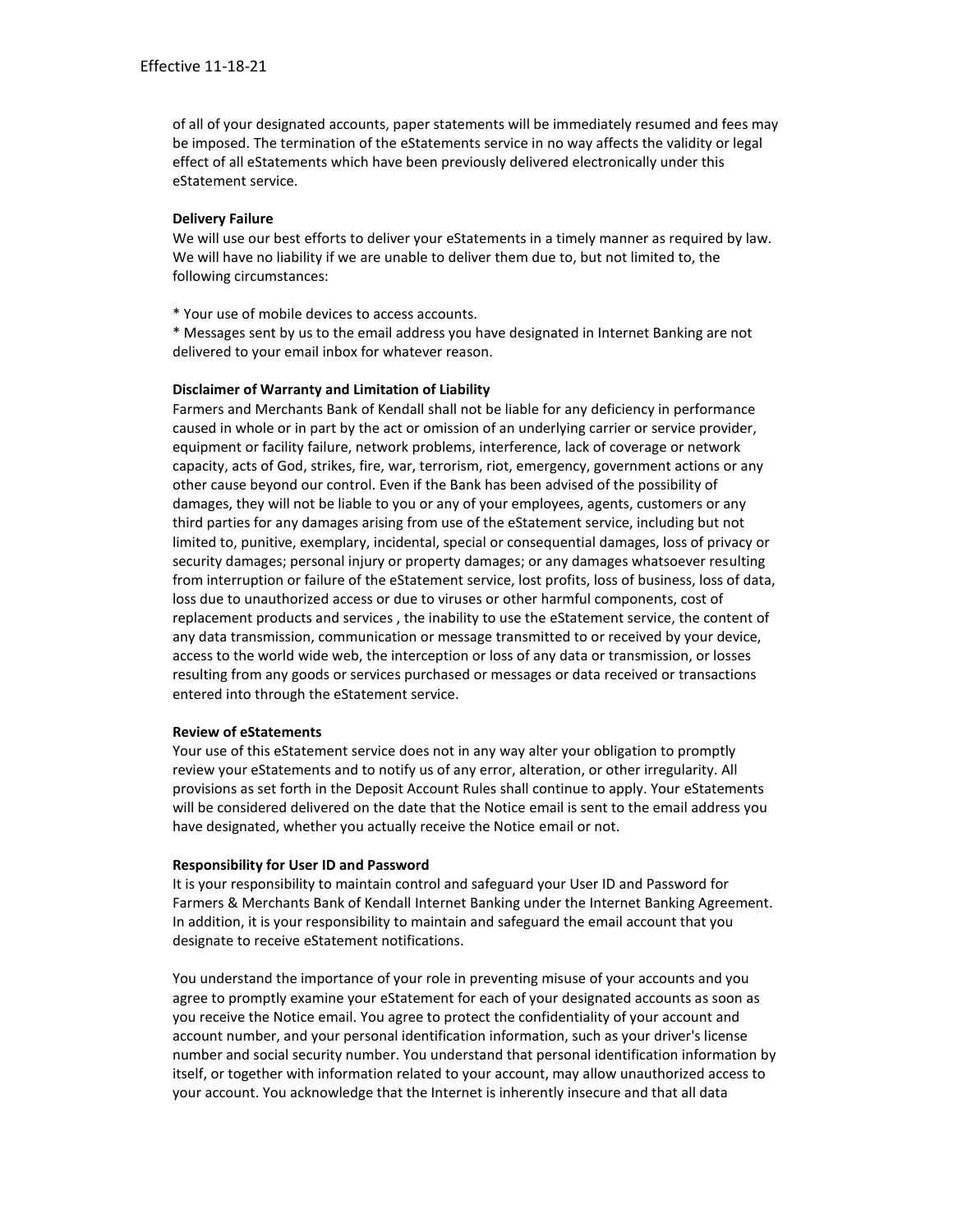of all of your designated accounts, paper statements will be immediately resumed and fees may be imposed. The termination of the eStatements service in no way affects the validity or legal effect of all eStatements which have been previously delivered electronically under this eStatement service.

**Delivery Failure**

We will use our best efforts to deliver your eStatements in a timely manner as required by law. We will have no liability if we are unable to deliver them due to, but not limited to, the following circumstances:

* Your use of mobile devices to access accounts.
* Messages sent by us to the email address you have designated in Internet Banking are not delivered to your email inbox for whatever reason.

**Disclaimer of Warranty and Limitation of Liability**

Farmers and Merchants Bank of Kendall shall not be liable for any deficiency in performance caused in whole or in part by the act or omission of an underlying carrier or service provider, equipment or facility failure, network problems, interference, lack of coverage or network capacity, acts of God, strikes, fire, war, terrorism, riot, emergency, government actions or any other cause beyond our control. Even if the Bank has been advised of the possibility of damages, they will not be liable to you or any of your employees, agents, customers or any third parties for any damages arising from use of the eStatement service, including but not limited to, punitive, exemplary, incidental, special or consequential damages, loss of privacy or security damages; personal injury or property damages; or any damages whatsoever resulting from interruption or failure of the eStatement service, lost profits, loss of business, loss of data, loss due to unauthorized access or due to viruses or other harmful components, cost of replacement products and services , the inability to use the eStatement service, the content of any data transmission, communication or message transmitted to or received by your device, access to the world wide web, the interception or loss of any data or transmission, or losses resulting from any goods or services purchased or messages or data received or transactions entered into through the eStatement service.

**Review of eStatements**

Your use of this eStatement service does not in any way alter your obligation to promptly review your eStatements and to notify us of any error, alteration, or other irregularity. All provisions as set forth in the Deposit Account Rules shall continue to apply. Your eStatements will be considered delivered on the date that the Notice email is sent to the email address you have designated, whether you actually receive the Notice email or not.

**Responsibility for User ID and Password**

It is your responsibility to maintain control and safeguard your User ID and Password for Farmers & Merchants Bank of Kendall Internet Banking under the Internet Banking Agreement. In addition, it is your responsibility to maintain and safeguard the email account that you designate to receive eStatement notifications.

You understand the importance of your role in preventing misuse of your accounts and you agree to promptly examine your eStatement for each of your designated accounts as soon as you receive the Notice email. You agree to protect the confidentiality of your account and account number, and your personal identification information, such as your driver's license number and social security number. You understand that personal identification information by itself, or together with information related to your account, may allow unauthorized access to your account. You acknowledge that the Internet is inherently insecure and that all data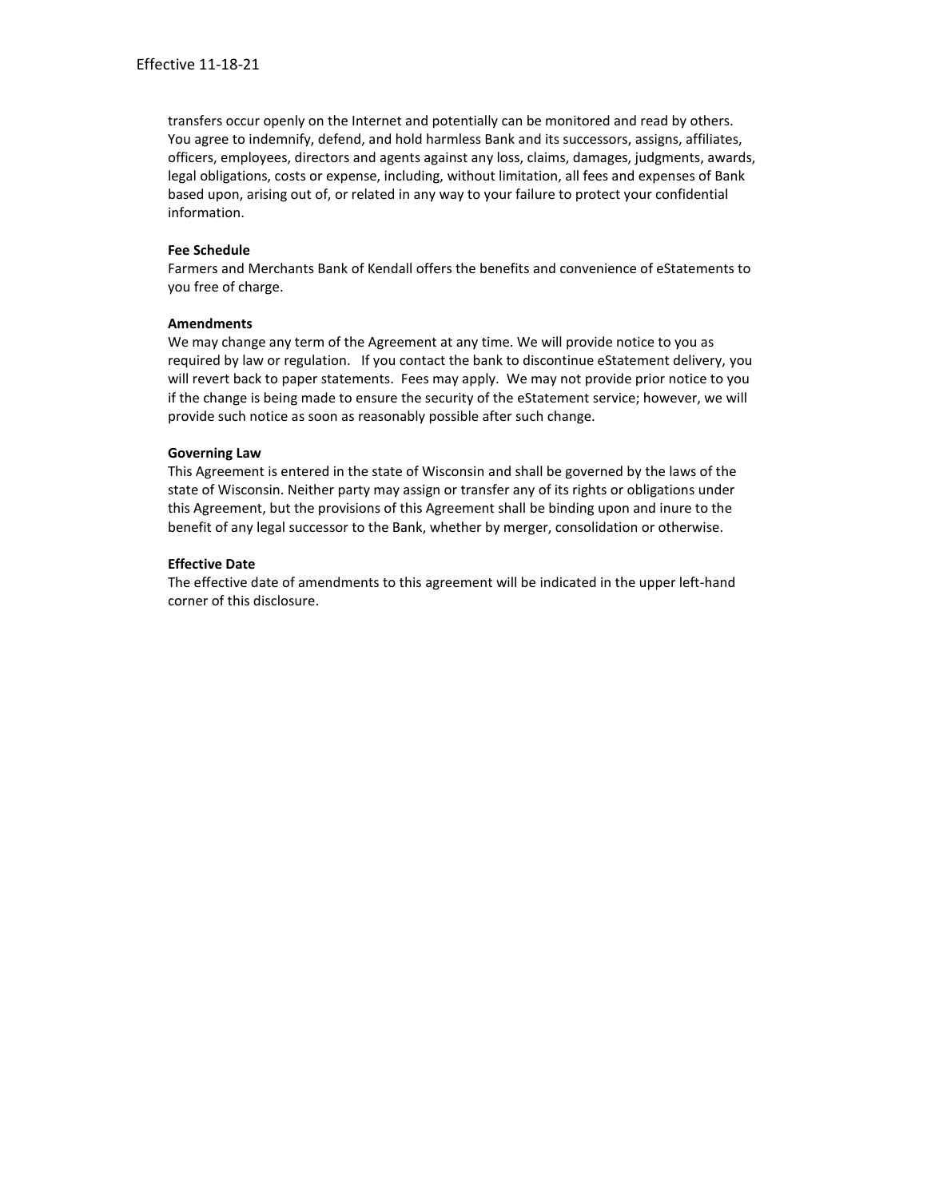transfers occur openly on the Internet and potentially can be monitored and read by others. You agree to indemnify, defend, and hold harmless Bank and its successors, assigns, affiliates, officers, employees, directors and agents against any loss, claims, damages, judgments, awards, legal obligations, costs or expense, including, without limitation, all fees and expenses of Bank based upon, arising out of, or related in any way to your failure to protect your confidential information.

**Fee Schedule**

Farmers and Merchants Bank of Kendall offers the benefits and convenience of eStatements to you free of charge.

**Amendments**

We may change any term of the Agreement at any time. We will provide notice to you as required by law or regulation. If you contact the bank to discontinue eStatement delivery, you will revert back to paper statements. Fees may apply. We may not provide prior notice to you if the change is being made to ensure the security of the eStatement service; however, we will provide such notice as soon as reasonably possible after such change.

**Governing Law**

This Agreement is entered in the state of Wisconsin and shall be governed by the laws of the state of Wisconsin. Neither party may assign or transfer any of its rights or obligations under this Agreement, but the provisions of this Agreement shall be binding upon and inure to the benefit of any legal successor to the Bank, whether by merger, consolidation or otherwise.

**Effective Date**

The effective date of amendments to this agreement will be indicated in the upper left-hand corner of this disclosure.